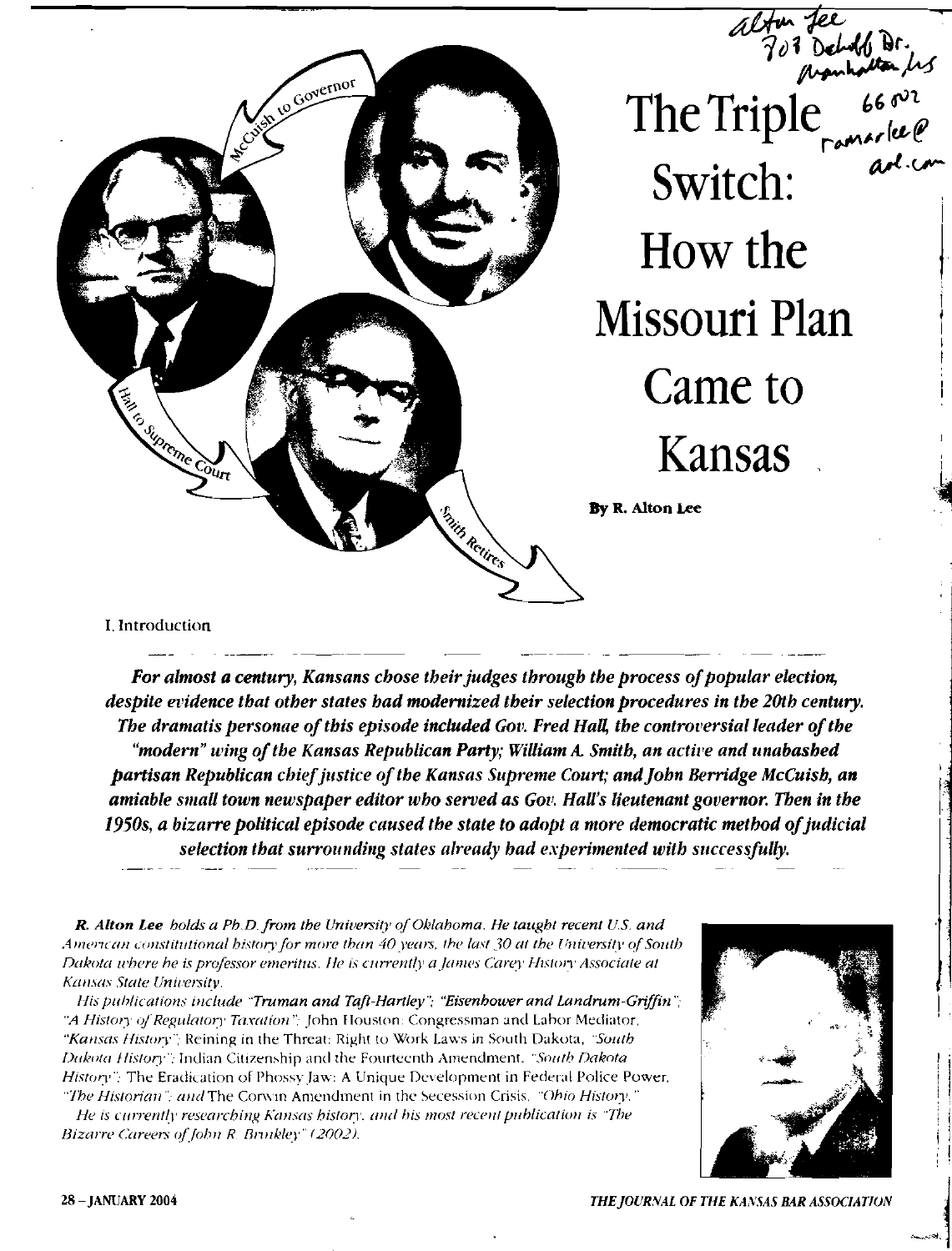# The Triple Switch: How the Missouri Plan Came to Kansas

**By R. Alton Lee**

I. Introduction

***For almost a century, Kansans chose their judges through the process of popular election, despite evidence that other states had modernized their selection procedures in the 20th century. The dramatis personae of this episode included Gov. Fred Hall, the controversial leader of the "modern" wing of the Kansas Republican Party; William A. Smith, an active and unabashed partisan Republican chief justice of the Kansas Supreme Court; and John Berridge McCuish, an amiable small town newspaper editor who served as Gov. Hall's lieutenant governor. Then in the 1950s, a bizarre political episode caused the state to adopt a more democratic method of judicial selection that surrounding states already had experimented with successfully.***

***R. Alton Lee*** *holds a Ph.D. from the University of Oklahoma. He taught recent U.S. and American constitutional history for more than 40 years, the last 30 at the University of South Dakota where he is professor emeritus. He is currently a James Carey History Associate at Kansas State University.*

*His publications include* ***"Truman and Taft-Hartley"; "Eisenhower and Landrum-Griffin"***; *"A History of Regulatory Taxation";* John Houston: Congressman and Labor Mediator, *"Kansas History";* Reining in the Threat: Right to Work Laws in South Dakota, *"South Dakota History";* Indian Citizenship and the Fourteenth Amendment. *"South Dakota History";* The Eradication of Phossy Jaw: A Unique Development in Federal Police Power, *"The Historian"; and* The Corwin Amendment in the Secession Crisis. *"Ohio History."*

*He is currently researching Kansas history, and his most recent publication is "The Bizarre Careers of John R. Brinkley" (2002).*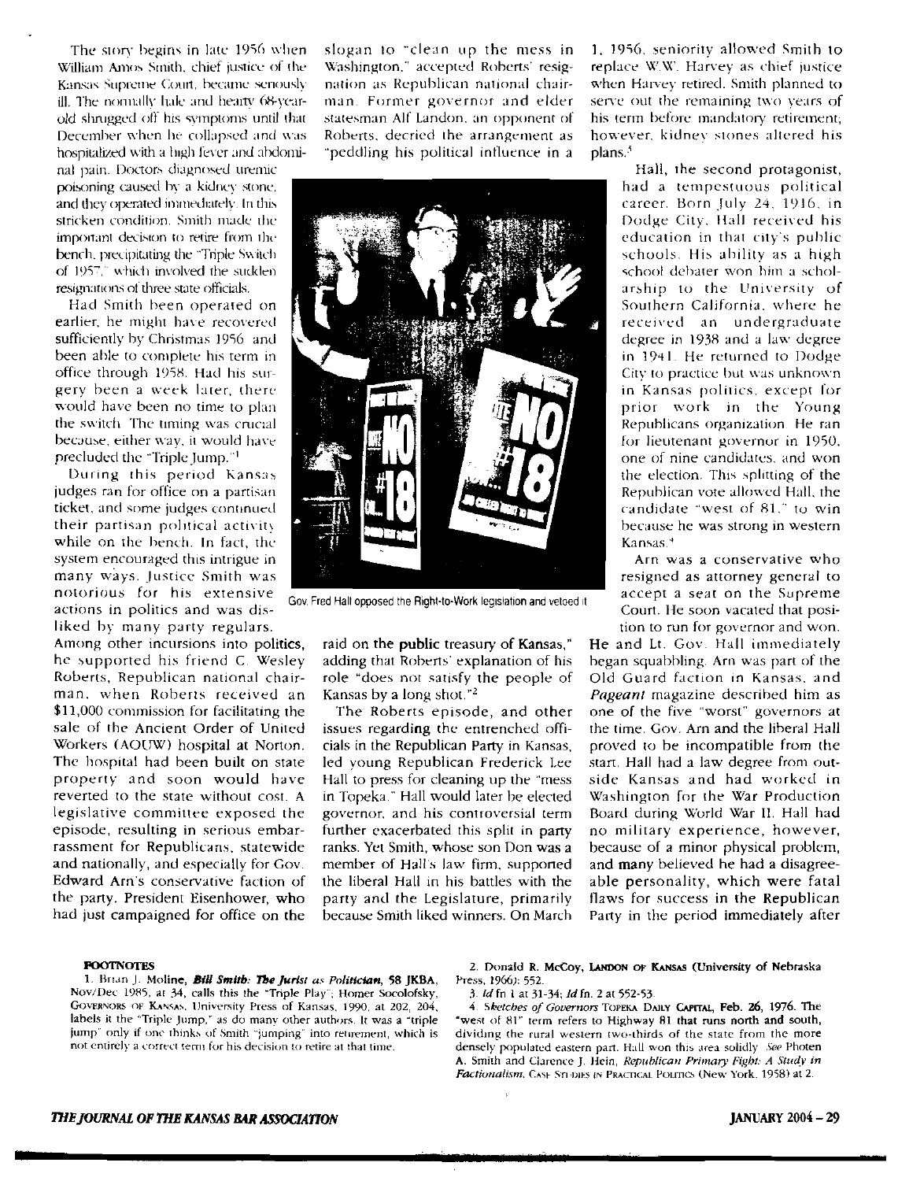The story begins in late 1956 when William Amos Smith, chief justice of the Kansas Supreme Court, became seriously ill. The normally hale and hearty 68-year-old shrugged off his symptoms until that December when he collapsed and was hospitalized with a high fever and abdominal pain. Doctors diagnosed uremic poisoning caused by a kidney stone, and they operated immediately. In this stricken condition, Smith made the important decision to retire from the bench, precipitating the "Triple Switch of 1957," which involved the sudden resignations of three state officials.

Had Smith been operated on earlier, he might have recovered sufficiently by Christmas 1956 and been able to complete his term in office through 1958. Had his surgery been a week later, there would have been no time to plan the switch. The timing was crucial because, either way, it would have precluded the "Triple Jump."[1]

During this period Kansas judges ran for office on a partisan ticket, and some judges continued their partisan political activity while on the bench. In fact, the system encouraged this intrigue in many ways. Justice Smith was notorious for his extensive actions in politics and was disliked by many party regulars. Among other incursions into politics, he supported his friend C. Wesley Roberts, Republican national chairman, when Roberts received an $11,000 commission for facilitating the sale of the Ancient Order of United Workers (AOUW) hospital at Norton. The hospital had been built on state property and soon would have reverted to the state without cost. A legislative committee exposed the episode, resulting in serious embarrassment for Republicans, statewide and nationally, and especially for Gov. Edward Arn's conservative faction of the party. President Eisenhower, who had just campaigned for office on the slogan to "clean up the mess in Washington," accepted Roberts' resignation as Republican national chairman. Former governor and elder statesman Alf Landon, an opponent of Roberts, decried the arrangement as "peddling his political influence in a raid on the public treasury of Kansas," adding that Roberts' explanation of his role "does not satisfy the people of Kansas by a long shot."[2]

Gov. Fred Hall opposed the Right-to-Work legislation and vetoed it

The Roberts episode, and other issues regarding the entrenched officials in the Republican Party in Kansas, led young Republican Frederick Lee Hall to press for cleaning up the "mess in Topeka." Hall would later be elected governor, and his controversial term further exacerbated this split in party ranks. Yet Smith, whose son Don was a member of Hall's law firm, supported the liberal Hall in his battles with the party and the Legislature, primarily because Smith liked winners. On March 1, 1956, seniority allowed Smith to replace W.W. Harvey as chief justice when Harvey retired. Smith planned to serve out the remaining two years of his term before mandatory retirement; however, kidney stones altered his plans.[3]

Hall, the second protagonist, had a tempestuous political career. Born July 24, 1916, in Dodge City, Hall received his education in that city's public schools. His ability as a high school debater won him a scholarship to the University of Southern California, where he received an undergraduate degree in 1938 and a law degree in 1941. He returned to Dodge City to practice but was unknown in Kansas politics, except for prior work in the Young Republicans organization. He ran for lieutenant governor in 1950, one of nine candidates, and won the election. This splitting of the Republican vote allowed Hall, the candidate "west of 81," to win because he was strong in western Kansas.[4]

Arn was a conservative who resigned as attorney general to accept a seat on the Supreme Court. He soon vacated that position to run for governor and won. He and Lt. Gov. Hall immediately began squabbling. Arn was part of the Old Guard faction in Kansas, and *Pageant* magazine described him as one of the five "worst" governors at the time. Gov. Arn and the liberal Hall proved to be incompatible from the start. Hall had a law degree from outside Kansas and had worked in Washington for the War Production Board during World War II. Hall had no military experience, however, because of a minor physical problem, and many believed he had a disagreeable personality, which were fatal flaws for success in the Republican Party in the period immediately after

**FOOTNOTES**

1. Brian J. Moline, *Bill Smith: The Jurist as Politician*, 58 JKBA, Nov/Dec 1985, at 34, calls this the "Triple Play"; Homer Socolofsky, Governors of Kansas, University Press of Kansas, 1990, at 202, 204, labels it the "Triple Jump," as do many other authors. It was a "triple jump" only if one thinks of Smith "jumping" into retirement, which is not entirely a correct term for his decision to retire at that time.

2. Donald R. McCoy, Landon of Kansas (University of Nebraska Press, 1966): 552.

3. *Id* fn 1 at 31-34; *Id* fn. 2 at 552-53.

4. *Sketches of Governors* Topeka Daily Capital, Feb. 26, 1976. The "west of 81" term refers to Highway 81 that runs north and south, dividing the rural western two-thirds of the state from the more densely populated eastern part. Hall won this area solidly. *See* Photen A. Smith and Clarence J. Hein, *Republican Primary Fight: A Study in Factionalism*, Case Studies in Practical Politics (New York, 1958) at 2.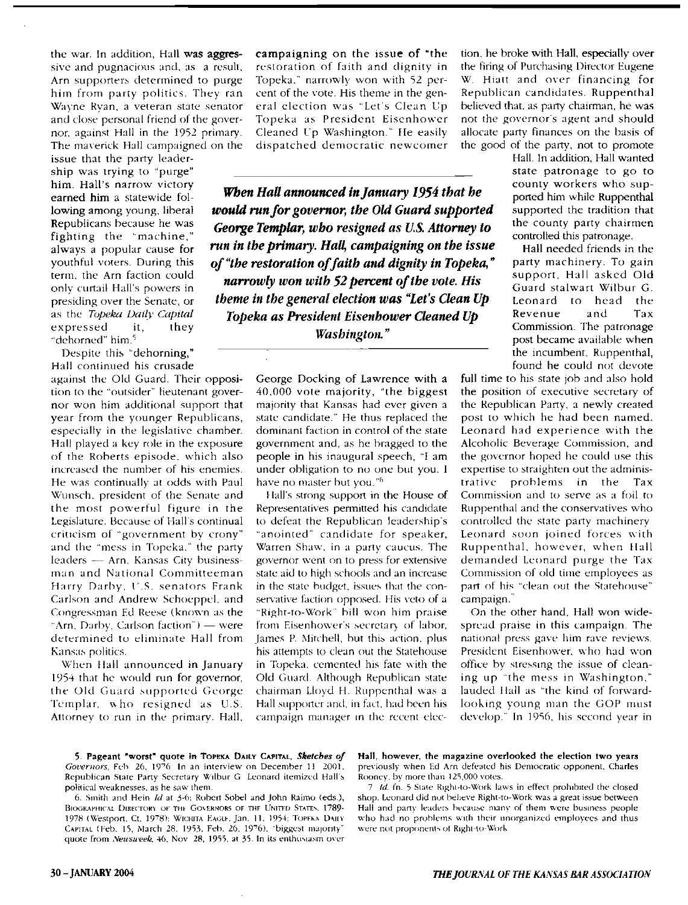the war. In addition, Hall was aggressive and pugnacious and, as a result, Arn supporters determined to purge him from party politics. They ran Wayne Ryan, a veteran state senator and close personal friend of the governor, against Hall in the 1952 primary. The maverick Hall campaigned on the issue that the party leadership was trying to "purge" him. Hall's narrow victory earned him a statewide following among young, liberal Republicans because he was fighting the "machine," always a popular cause for youthful voters. During this term, the Arn faction could only curtail Hall's powers in presiding over the Senate, or as the *Topeka Daily Capital* expressed it, they "dehorned" him.[5]

Despite this "dehorning," Hall continued his crusade against the Old Guard. Their opposition to the "outsider" lieutenant governor won him additional support that year from the younger Republicans, especially in the legislative chamber. Hall played a key role in the exposure of the Roberts episode, which also increased the number of his enemies. He was continually at odds with Paul Wunsch, president of the Senate and the most powerful figure in the Legislature. Because of Hall's continual criticism of "government by crony" and the "mess in Topeka," the party leaders — Arn, Kansas City businessman and National Committeeman Harry Darby, U.S. senators Frank Carlson and Andrew Schoeppel, and Congressman Ed Reese (known as the "Arn, Darby, Carlson faction") — were determined to eliminate Hall from Kansas politics.

When Hall announced in January 1954 that he would run for governor, the Old Guard supported George Templar, who resigned as U.S. Attorney to run in the primary. Hall, campaigning on the issue of "the restoration of faith and dignity in Topeka," narrowly won with 52 percent of the vote. His theme in the general election was "Let's Clean Up Topeka as President Eisenhower Cleaned Up Washington." He easily dispatched democratic newcomer George Docking of Lawrence with a 40,000 vote majority, "the biggest majority that Kansas had ever given a state candidate." He thus replaced the dominant faction in control of the state government and, as he bragged to the people in his inaugural speech, "I am under obligation to no one but you. I have no master but you."[6]

***When Hall announced in January 1954 that he would run for governor, the Old Guard supported George Templar, who resigned as U.S. Attorney to run in the primary. Hall, campaigning on the issue of "the restoration of faith and dignity in Topeka," narrowly won with 52 percent of the vote. His theme in the general election was "Let's Clean Up Topeka as President Eisenhower Cleaned Up Washington."***

Hall's strong support in the House of Representatives permitted his candidate to defeat the Republican leadership's "anointed" candidate for speaker, Warren Shaw, in a party caucus. The governor went on to press for extensive state aid to high schools and an increase in the state budget, issues that the conservative faction opposed. His veto of a "Right-to-Work" bill won him praise from Eisenhower's secretary of labor, James P. Mitchell, but this action, plus his attempts to clean out the Statehouse in Topeka, cemented his fate with the Old Guard. Although Republican state chairman Lloyd H. Ruppenthal was a Hall supporter and, in fact, had been his campaign manager in the recent election, he broke with Hall, especially over the firing of Purchasing Director Eugene W. Hiatt and over financing for Republican candidates. Ruppenthal believed that, as party chairman, he was not the governor's agent and should allocate party finances on the basis of the good of the party, not to promote Hall. In addition, Hall wanted state patronage to go to county workers who supported him while Ruppenthal supported the tradition that the county party chairmen controlled this patronage.

Hall needed friends in the party machinery. To gain support, Hall asked Old Guard stalwart Wilbur G. Leonard to head the Revenue and Tax Commission. The patronage post became available when the incumbent, Ruppenthal, found he could not devote full time to his state job and also hold the position of executive secretary of the Republican Party, a newly created post to which he had been named. Leonard had experience with the Alcoholic Beverage Commission, and the governor hoped he could use this expertise to straighten out the administrative problems in the Tax Commission and to serve as a foil to Ruppenthal and the conservatives who controlled the state party machinery. Leonard soon joined forces with Ruppenthal, however, when Hall demanded Leonard purge the Tax Commission of old time employees as part of his "clean out the Statehouse" campaign.[7]

On the other hand, Hall won widespread praise in this campaign. The national press gave him rave reviews. President Eisenhower, who had won office by stressing the issue of cleaning up "the mess in Washington," lauded Hall as "the kind of forward-looking young man the GOP must develop." In 1956, his second year in

---

5. Pageant "worst" quote in TOPEKA DAILY CAPITAL, *Sketches of Governors*, Feb. 26, 1976. In an interview on December 11, 2001, Republican State Party Secretary Wilbur G. Leonard itemized Hall's political weaknesses, as he saw them.

6. Smith and Hein *Id* at 3-6; Robert Sobel and John Raimo (eds.), BIOGRAPHICAL DIRECTORY OF THE GOVERNORS OF THE UNITED STATES, 1789-1978 (Westport, Ct. 1978); WICHITA EAGLE, Jan. 11, 1954; TOPEKA DAILY CAPITAL (Feb. 15, March 28, 1953, Feb. 26, 1976). "biggest majority" quote from *Newsweek*, 46, Nov. 28, 1955, at 35. In its enthusiasm over Hall, however, the magazine overlooked the election two years previously when Ed Arn defeated his Democratic opponent, Charles Rooney, by more than 125,000 votes.

7. *Id.* fn. 5 State Right-to-Work laws in effect prohibited the closed shop. Leonard did not believe Right-to-Work was a great issue between Hall and party leaders because many of them were business people who had no problems with their unorganized employees and thus were not proponents of Right-to-Work.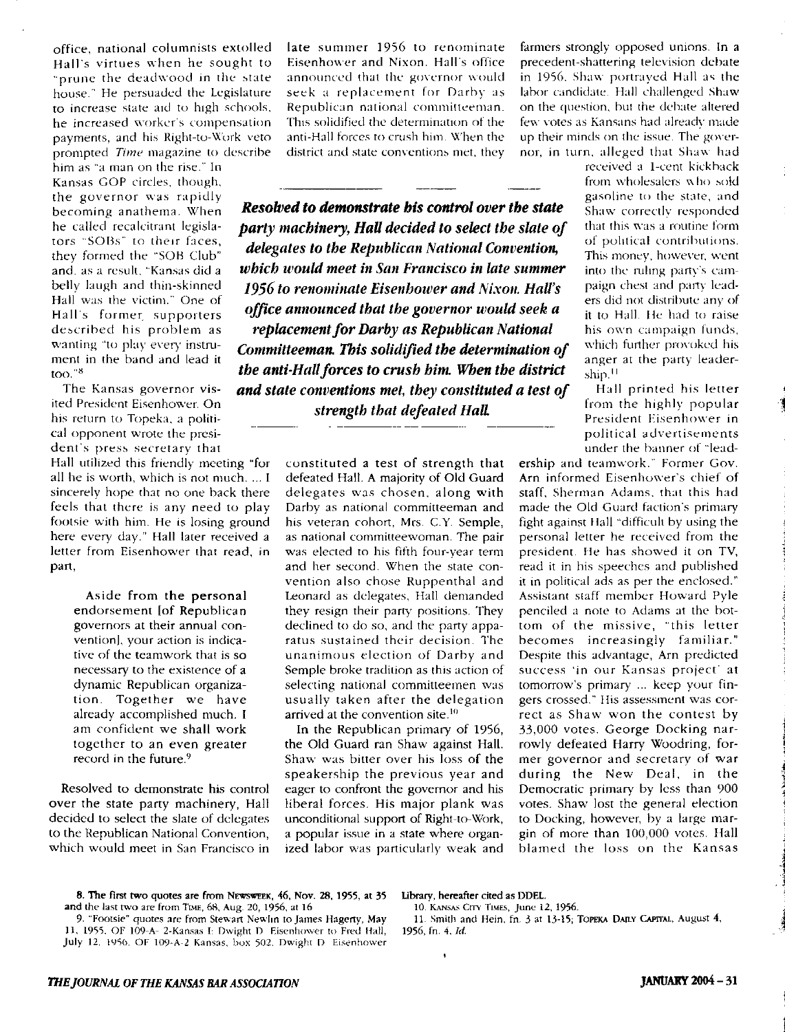office, national columnists extolled Hall's virtues when he sought to "prune the deadwood in the state house." He persuaded the Legislature to increase state aid to high schools, he increased worker's compensation payments, and his Right-to-Work veto prompted *Time* magazine to describe him as "a man on the rise." In Kansas GOP circles, though, the governor was rapidly becoming anathema. When he called recalcitrant legislators "SOBs" to their faces, they formed the "SOB Club" and, as a result, "Kansas did a belly laugh and thin-skinned Hall was the victim." One of Hall's former supporters described his problem as wanting "to play every instrument in the band and lead it too."[8]

The Kansas governor visited President Eisenhower. On his return to Topeka, a political opponent wrote the president's press secretary that Hall utilized this friendly meeting "for all he is worth, which is not much. ... I sincerely hope that no one back there feels that there is any need to play footsie with him. He is losing ground here every day." Hall later received a letter from Eisenhower that read, in part,

> Aside from the personal endorsement [of Republican governors at their annual convention], your action is indicative of the teamwork that is so necessary to the existence of a dynamic Republican organization. Together we have already accomplished much. I am confident we shall work together to an even greater record in the future.[9]

Resolved to demonstrate his control over the state party machinery, Hall decided to select the slate of delegates to the Republican National Convention, which would meet in San Francisco in late summer 1956 to renominate Eisenhower and Nixon. Hall's office announced that the governor would seek a replacement for Darby as Republican national committeeman. This solidified the determination of the anti-Hall forces to crush him. When the district and state conventions met, they constituted a test of strength that defeated Hall. A majority of Old Guard delegates was chosen, along with Darby as national committeeman and his veteran cohort, Mrs. C.Y. Semple, as national committeewoman. The pair was elected to his fifth four-year term and her second. When the state convention also chose Ruppenthal and Leonard as delegates, Hall demanded they resign their party positions. They declined to do so, and the party apparatus sustained their decision. The unanimous election of Darby and Semple broke tradition as this action of selecting national committeemen was usually taken after the delegation arrived at the convention site.[10]

*Resolved to demonstrate his control over the state party machinery, Hall decided to select the slate of delegates to the Republican National Convention, which would meet in San Francisco in late summer 1956 to renominate Eisenhower and Nixon. Hall's office announced that the governor would seek a replacement for Darby as Republican National Committeeman. This solidified the determination of the anti-Hall forces to crush him. When the district and state conventions met, they constituted a test of strength that defeated Hall.*

In the Republican primary of 1956, the Old Guard ran Shaw against Hall. Shaw was bitter over his loss of the speakership the previous year and eager to confront the governor and his liberal forces. His major plank was unconditional support of Right-to-Work, a popular issue in a state where organized labor was particularly weak and farmers strongly opposed unions. In a precedent-shattering television debate in 1956, Shaw portrayed Hall as the labor candidate. Hall challenged Shaw on the question, but the debate altered few votes as Kansans had already made up their minds on the issue. The governor, in turn, alleged that Shaw had received a 1-cent kickback from wholesalers who sold gasoline to the state, and Shaw correctly responded that this was a routine form of political contributions. This money, however, went into the ruling party's campaign chest and party leaders did not distribute any of it to Hall. He had to raise his own campaign funds, which further provoked his anger at the party leadership.[11]

Hall printed his letter from the highly popular President Eisenhower in political advertisements under the banner of "leadership and teamwork." Former Gov. Arn informed Eisenhower's chief of staff, Sherman Adams, that this had made the Old Guard faction's primary fight against Hall "difficult by using the personal letter he received from the president. He has showed it on TV, read it in his speeches and published it in political ads as per the enclosed." Assistant staff member Howard Pyle penciled a note to Adams at the bottom of the missive, "this letter becomes increasingly familiar." Despite this advantage, Arn predicted success 'in our Kansas project' at tomorrow's primary ... keep your fingers crossed." His assessment was correct as Shaw won the contest by 33,000 votes. George Docking narrowly defeated Harry Woodring, former governor and secretary of war during the New Deal, in the Democratic primary by less than 900 votes. Shaw lost the general election to Docking, however, by a large margin of more than 100,000 votes. Hall blamed the loss on the Kansas

---

8. The first two quotes are from NEWSWEEK, 46, Nov. 28, 1955, at 35 and the last two are from TIME, 68, Aug. 20, 1956, at 16

9. "Footsie" quotes are from Stewart Newlin to James Hagerty, May 11, 1955, OF 109-A- 2-Kansas I; Dwight D. Eisenhower to Fred Hall, July 12, 1956, OF 109-A-2 Kansas, box 502, Dwight D. Eisenhower Library, hereafter cited as DDEL.

10. KANSAS CITY TIMES, June 12, 1956.

11. Smith and Hein, fn. 3 at 13-15; TOPEKA DAILY CAPITAL, August 4, 1956, fn. 4, *Id.*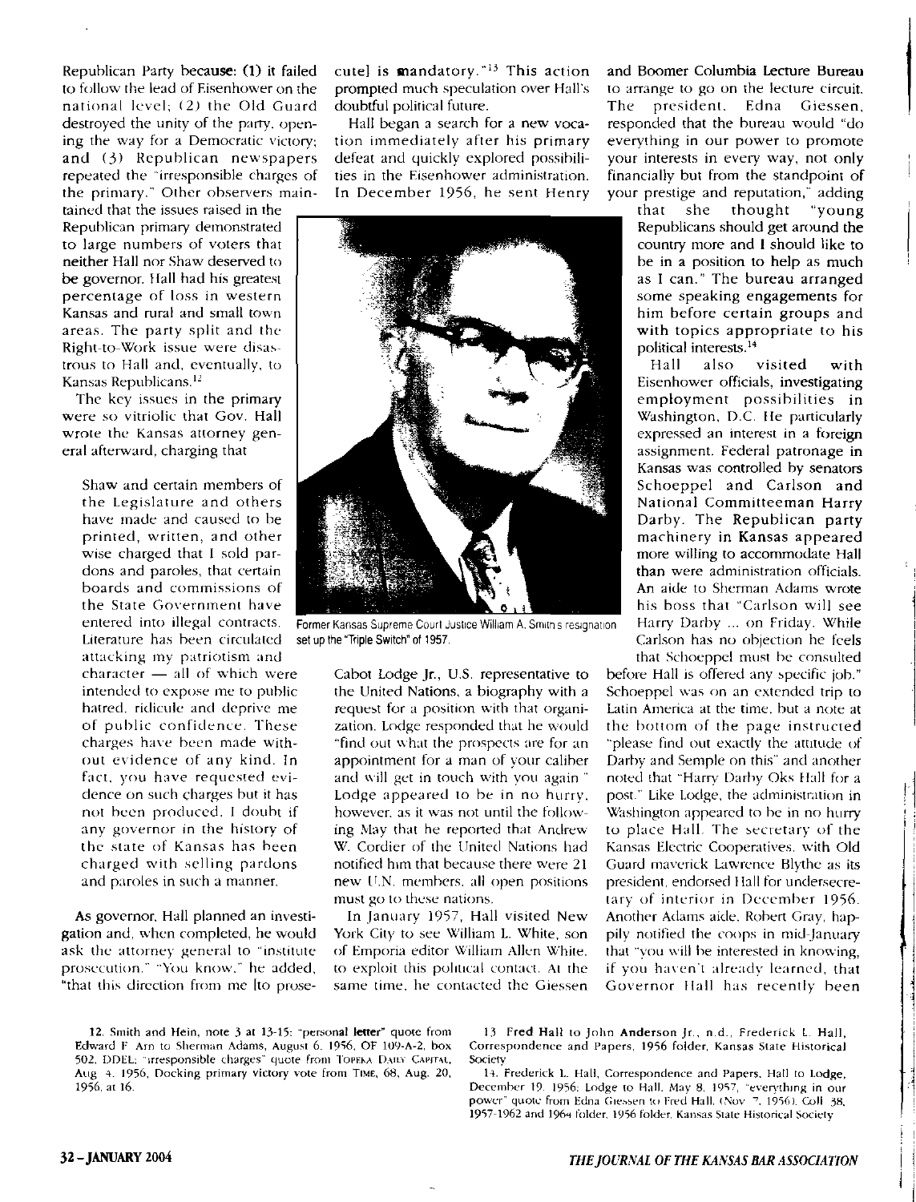Republican Party because: (1) it failed to follow the lead of Eisenhower on the national level; (2) the Old Guard destroyed the unity of the party, opening the way for a Democratic victory; and (3) Republican newspapers repeated the "irresponsible charges of the primary." Other observers maintained that the issues raised in the Republican primary demonstrated to large numbers of voters that neither Hall nor Shaw deserved to be governor. Hall had his greatest percentage of loss in western Kansas and rural and small town areas. The party split and the Right-to-Work issue were disastrous to Hall and, eventually, to Kansas Republicans.[12]

The key issues in the primary were so vitriolic that Gov. Hall wrote the Kansas attorney general afterward, charging that

> Shaw and certain members of the Legislature and others have made and caused to be printed, written, and other wise charged that I sold pardons and paroles, that certain boards and commissions of the State Government have entered into illegal contracts. Literature has been circulated attacking my patriotism and character — all of which were intended to expose me to public hatred, ridicule and deprive me of public confidence. These charges have been made without evidence of any kind. In fact, you have requested evidence on such charges but it has not been produced. I doubt if any governor in the history of the state of Kansas has been charged with selling pardons and paroles in such a manner.

As governor, Hall planned an investigation and, when completed, he would ask the attorney general to "institute prosecution." "You know," he added, "that this direction from me [to prosecute] is mandatory."[13] This action prompted much speculation over Hall's doubtful political future.

Hall began a search for a new vocation immediately after his primary defeat and quickly explored possibilities in the Eisenhower administration. In December 1956, he sent Henry Cabot Lodge Jr., U.S. representative to the United Nations, a biography with a request for a position with that organization. Lodge responded that he would "find out what the prospects are for an appointment for a man of your caliber and will get in touch with you again." Lodge appeared to be in no hurry, however, as it was not until the following May that he reported that Andrew W. Cordier of the United Nations had notified him that because there were 21 new U.N. members, all open positions must go to these nations.

Former Kansas Supreme Court Justice William A. Smith's resignation set up the "Triple Switch" of 1957.

In January 1957, Hall visited New York City to see William L. White, son of Emporia editor William Allen White, to exploit this political contact. At the same time, he contacted the Giessen and Boomer Columbia Lecture Bureau to arrange to go on the lecture circuit. The president, Edna Giessen, responded that the bureau would "do everything in our power to promote your interests in every way, not only financially but from the standpoint of your prestige and reputation," adding that she thought "young Republicans should get around the country more and I should like to be in a position to help as much as I can." The bureau arranged some speaking engagements for him before certain groups and with topics appropriate to his political interests.[14]

Hall also visited with Eisenhower officials, investigating employment possibilities in Washington, D.C. He particularly expressed an interest in a foreign assignment. Federal patronage in Kansas was controlled by senators Schoeppel and Carlson and National Committeeman Harry Darby. The Republican party machinery in Kansas appeared more willing to accommodate Hall than were administration officials. An aide to Sherman Adams wrote his boss that "Carlson will see Harry Darby ... on Friday. While Carlson has no objection he feels that Schoeppel must be consulted before Hall is offered any specific job." Schoeppel was on an extended trip to Latin America at the time, but a note at the bottom of the page instructed "please find out exactly the attitude of Darby and Semple on this" and another noted that "Harry Darby Oks Hall for a post." Like Lodge, the administration in Washington appeared to be in no hurry to place Hall. The secretary of the Kansas Electric Cooperatives, with Old Guard maverick Lawrence Blythe as its president, endorsed Hall for undersecretary of interior in December 1956. Another Adams aide, Robert Gray, happily notified the coops in mid-January that "you will be interested in knowing, if you haven't already learned, that Governor Hall has recently been

---

12. Smith and Hein, note 3 at 13-15; "personal letter" quote from Edward F. Arn to Sherman Adams, August 6, 1956, OF 109-A-2, box 502, DDEL; "irresponsible charges" quote from TOPEKA DAILY CAPITAL, Aug. 4, 1956, Docking primary victory vote from TIME, 68, Aug. 20, 1956, at 16.

13. Fred Hall to John Anderson Jr., n.d., Frederick L. Hall, Correspondence and Papers, 1956 folder, Kansas State Historical Society

14. Frederick L. Hall, Correspondence and Papers, Hall to Lodge, December 19, 1956; Lodge to Hall, May 8, 1957, "everything in our power" quote from Edna Giessen to Fred Hall, (Nov. 7, 1956), Coll. 38, 1957-1962 and 1964 folder, 1956 folder, Kansas State Historical Society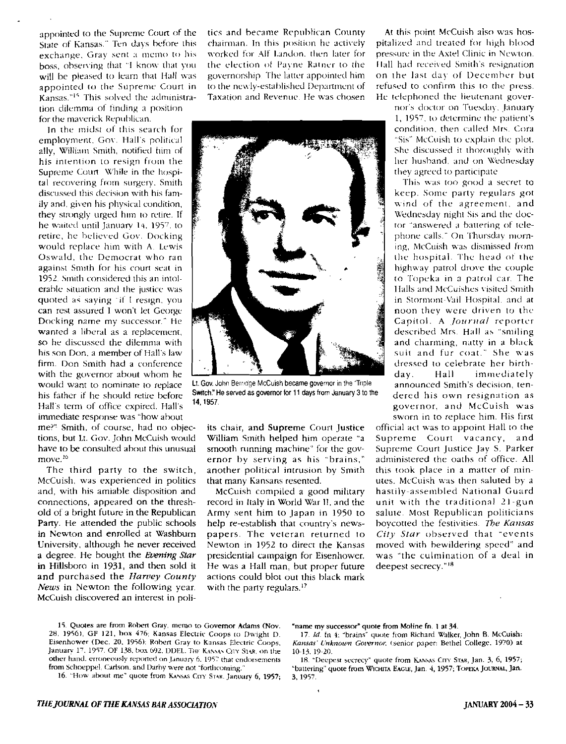appointed to the Supreme Court of the State of Kansas." Ten days before this exchange, Gray sent a memo to his boss, observing that "I know that you will be pleased to learn that Hall was appointed to the Supreme Court in Kansas."[15] This solved the administration dilemma of finding a position for the maverick Republican.

In the midst of this search for employment, Gov. Hall's political ally, William Smith, notified him of his intention to resign from the Supreme Court. While in the hospital recovering from surgery, Smith discussed this decision with his family and, given his physical condition, they strongly urged him to retire. If he waited until January 14, 1957, to retire, he believed Gov. Docking would replace him with A. Lewis Oswald, the Democrat who ran against Smith for his court seat in 1952. Smith considered this an intolerable situation and the justice was quoted as saying "if I resign, you can rest assured I won't let George Docking name my successor." He wanted a liberal as a replacement, so he discussed the dilemma with his son Don, a member of Hall's law firm. Don Smith had a conference with the governor about whom he would want to nominate to replace his father if he should retire before Hall's term of office expired. Hall's immediate response was "how about me?" Smith, of course, had no objections, but Lt. Gov. John McCuish would have to be consulted about this unusual move.[16]

The third party to the switch, McCuish, was experienced in politics and, with his amiable disposition and connections, appeared on the threshold of a bright future in the Republican Party. He attended the public schools in Newton and enrolled at Washburn University, although he never received a degree. He bought the *Evening Star* in Hillsboro in 1931, and then sold it and purchased the *Harvey County News* in Newton the following year. McCuish discovered an interest in politics and became Republican County chairman. In this position he actively worked for Alf Landon, then later for the election of Payne Ratner to the governorship. The latter appointed him to the newly-established Department of Taxation and Revenue. He was chosen its chair, and Supreme Court Justice William Smith helped him operate "a smooth running machine" for the governor by serving as his "brains," another political intrusion by Smith that many Kansans resented.

Lt. Gov. John Berridge McCuish became governor in the "Triple Switch." He served as governor for 11 days from January 3 to the 14, 1957.

McCuish compiled a good military record in Italy in World War II, and the Army sent him to Japan in 1950 to help re-establish that country's newspapers. The veteran returned to Newton in 1952 to direct the Kansas presidential campaign for Eisenhower. He was a Hall man, but proper future actions could blot out this black mark with the party regulars.[17]

At this point McCuish also was hospitalized and treated for high blood pressure in the Axtel Clinic in Newton. Hall had received Smith's resignation on the last day of December but refused to confirm this to the press. He telephoned the lieutenant governor's doctor on Tuesday, January 1, 1957, to determine the patient's condition, then called Mrs. Cora "Sis" McCuish to explain the plot. She discussed it thoroughly with her husband, and on Wednesday they agreed to participate.

This was too good a secret to keep. Some party regulars got wind of the agreement, and Wednesday night Sis and the doctor "answered a battering of telephone calls." On Thursday morning, McCuish was dismissed from the hospital. The head of the highway patrol drove the couple to Topeka in a patrol car. The Halls and McCuishes visited Smith in Stormont-Vail Hospital, and at noon they were driven to the Capitol. A *Journal* reporter described Mrs. Hall as "smiling and charming, natty in a black suit and fur coat." She was dressed to celebrate her birthday. Hall immediately announced Smith's decision, tendered his own resignation as governor, and McCuish was sworn in to replace him. His first official act was to appoint Hall to the Supreme Court vacancy, and Supreme Court Justice Jay S. Parker administered the oaths of office. All this took place in a matter of minutes. McCuish was then saluted by a hastily-assembled National Guard unit with the traditional 21-gun salute. Most Republican politicians boycotted the festivities. *The Kansas City Star* observed that "events moved with bewildering speed" and was "the culmination of a deal in deepest secrecy."[18]

---

15. Quotes are from Robert Gray, memo to Governor Adams (Nov. 28, 1956), GF 121, box 476; Kansas Electric Coops to Dwight D. Eisenhower (Dec. 20, 1956); Robert Gray to Kansas Electric Coops, January 17, 1957, OF 138, box 692, DDEL. THE KANSAS CITY STAR, on the other hand, erroneously reported on January 6, 1957 that endorsements from Schoeppel, Carlson, and Darby were not "forthcoming."

16. "How about me" quote from KANSAS CITY STAR, January 6, 1957; "name my successor" quote from Moline fn. 1 at 34.

17. *Id.* fn 4; "brains" quote from Richard Walker, John B. McCuish: *Kansas' Unknown Governor,* (senior paper: Bethel College, 1970) at 10-13, 19-20.

18. "Deepest secrecy" quote from KANSAS CITY STAR, Jan. 3, 6, 1957; "battering" quote from WICHITA EAGLE, Jan. 4, 1957; TOPEKA JOURNAL, Jan. 3, 1957.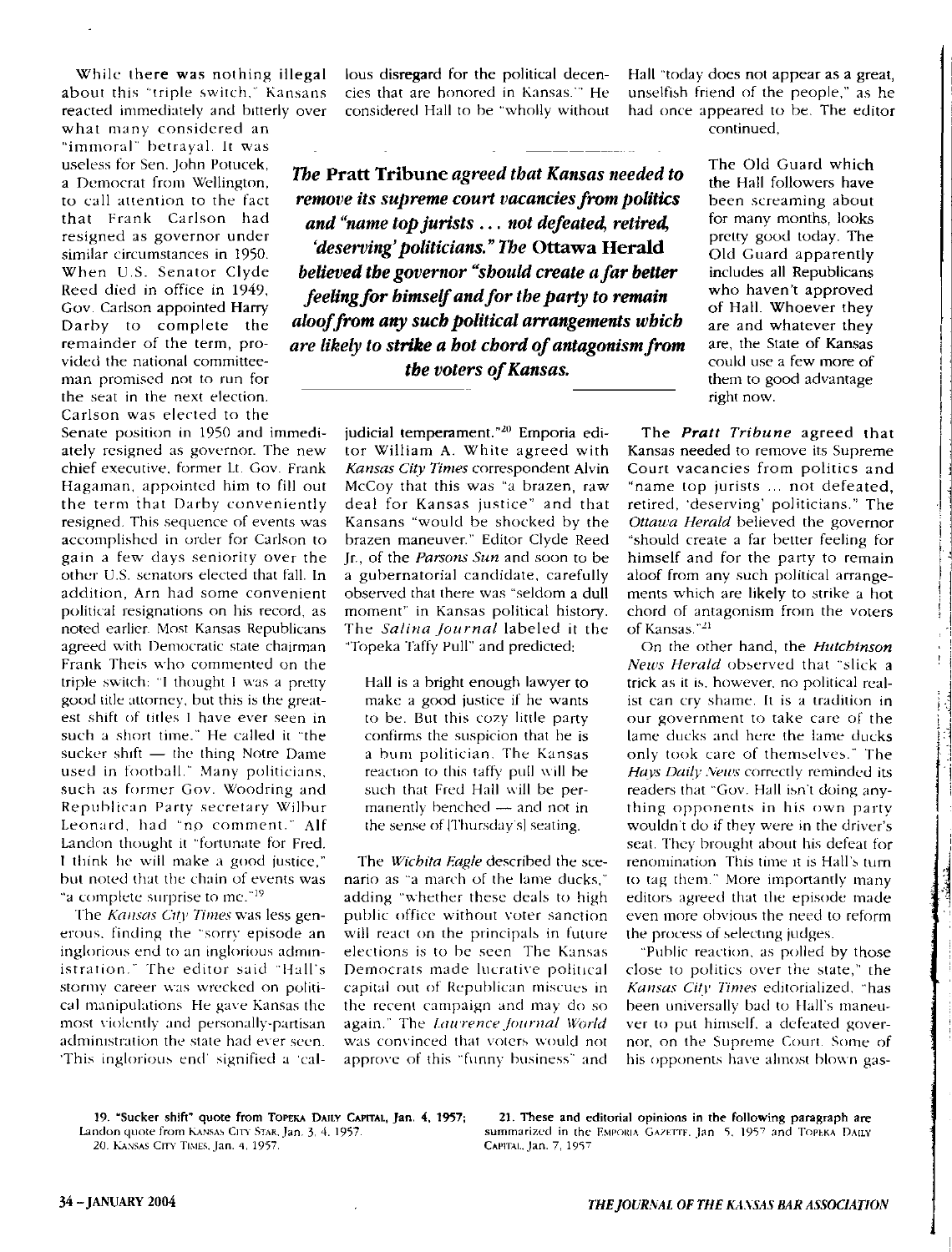While there was nothing illegal about this "triple switch," Kansans reacted immediately and bitterly over what many considered an "immoral" betrayal. It was useless for Sen. John Potucek, a Democrat from Wellington, to call attention to the fact that Frank Carlson had resigned as governor under similar circumstances in 1950. When U.S. Senator Clyde Reed died in office in 1949, Gov. Carlson appointed Harry Darby to complete the remainder of the term, provided the national committeeman promised not to run for the seat in the next election. Carlson was elected to the Senate position in 1950 and immediately resigned as governor. The new chief executive, former Lt. Gov. Frank Hagaman, appointed him to fill out the term that Darby conveniently resigned. This sequence of events was accomplished in order for Carlson to gain a few days seniority over the other U.S. senators elected that fall. In addition, Arn had some convenient political resignations on his record, as noted earlier. Most Kansas Republicans agreed with Democratic state chairman Frank Theis who commented on the triple switch: "I thought I was a pretty good title attorney, but this is the greatest shift of titles I have ever seen in such a short time." He called it "the sucker shift — the thing Notre Dame used in football." Many politicians, such as former Gov. Woodring and Republican Party secretary Wilbur Leonard, had "no comment." Alf Landon thought it "fortunate for Fred. I think he will make a good justice," but noted that the chain of events was "a complete surprise to me."[19]

The *Kansas City Times* was less generous, finding the "sorry episode an inglorious end to an inglorious administration." The editor said "Hall's stormy career was wrecked on political manipulations. He gave Kansas the most violently and personally-partisan administration the state had ever seen. 'This inglorious end' signified a 'callous disregard for the political decencies that are honored in Kansas.'" He considered Hall to be "wholly without judicial temperament."[20] Emporia editor William A. White agreed with *Kansas City Times* correspondent Alvin McCoy that this was "a brazen, raw deal for Kansas justice" and that Kansans "would be shocked by the brazen maneuver." Editor Clyde Reed Jr., of the *Parsons Sun* and soon to be a gubernatorial candidate, carefully observed that there was "seldom a dull moment" in Kansas political history. The *Salina Journal* labeled it the "Topeka Taffy Pull" and predicted:

> Hall is a bright enough lawyer to make a good justice if he wants to be. But this cozy little party confirms the suspicion that he is a bum politician. The Kansas reaction to this taffy pull will be such that Fred Hall will be permanently benched — and not in the sense of [Thursday's] seating.

The *Wichita Eagle* described the scenario as "a march of the lame ducks," adding "whether these deals to high public office without voter sanction will react on the principals in future elections is to be seen. The Kansas Democrats made lucrative political capital out of Republican miscues in the recent campaign and may do so again." The *Lawrence Journal World* was convinced that voters would not approve of this "funny business" and Hall "today does not appear as a great, unselfish friend of the people," as he had once appeared to be. The editor continued,

> The Old Guard which the Hall followers have been screaming about for many months, looks pretty good today. The Old Guard apparently includes all Republicans who haven't approved of Hall. Whoever they are and whatever they are, the State of Kansas could use a few more of them to good advantage right now.

The *Pratt Tribune* agreed that Kansas needed to remove its Supreme Court vacancies from politics and "name top jurists ... not defeated, retired, 'deserving' politicians." The *Ottawa Herald* believed the governor "should create a far better feeling for himself and for the party to remain aloof from any such political arrangements which are likely to strike a hot chord of antagonism from the voters of Kansas."[21]

On the other hand, the *Hutchinson News Herald* observed that "slick a trick as it is, however, no political realist can cry shame. It is a tradition in our government to take care of the lame ducks and here the lame ducks only took care of themselves." The *Hays Daily News* correctly reminded its readers that "Gov. Hall isn't doing anything opponents in his own party wouldn't do if they were in the driver's seat. They brought about his defeat for renomination. This time it is Hall's turn to tag them." More importantly many editors agreed that the episode made even more obvious the need to reform the process of selecting judges.

"Public reaction, as polled by those close to politics over the state," the *Kansas City Times* editorialized, "has been universally bad to Hall's maneuver to put himself, a defeated governor, on the Supreme Court. Some of his opponents have almost blown gas-

---

19. "Sucker shift" quote from Topeka Daily Capital, Jan. 4, 1957; Landon quote from Kansas City Star, Jan. 3, 4, 1957.

20. Kansas City Times, Jan. 4, 1957.

21. These and editorial opinions in the following paragraph are summarized in the Emporia Gazette, Jan. 5, 1957 and Topeka Daily Capital, Jan. 7, 1957.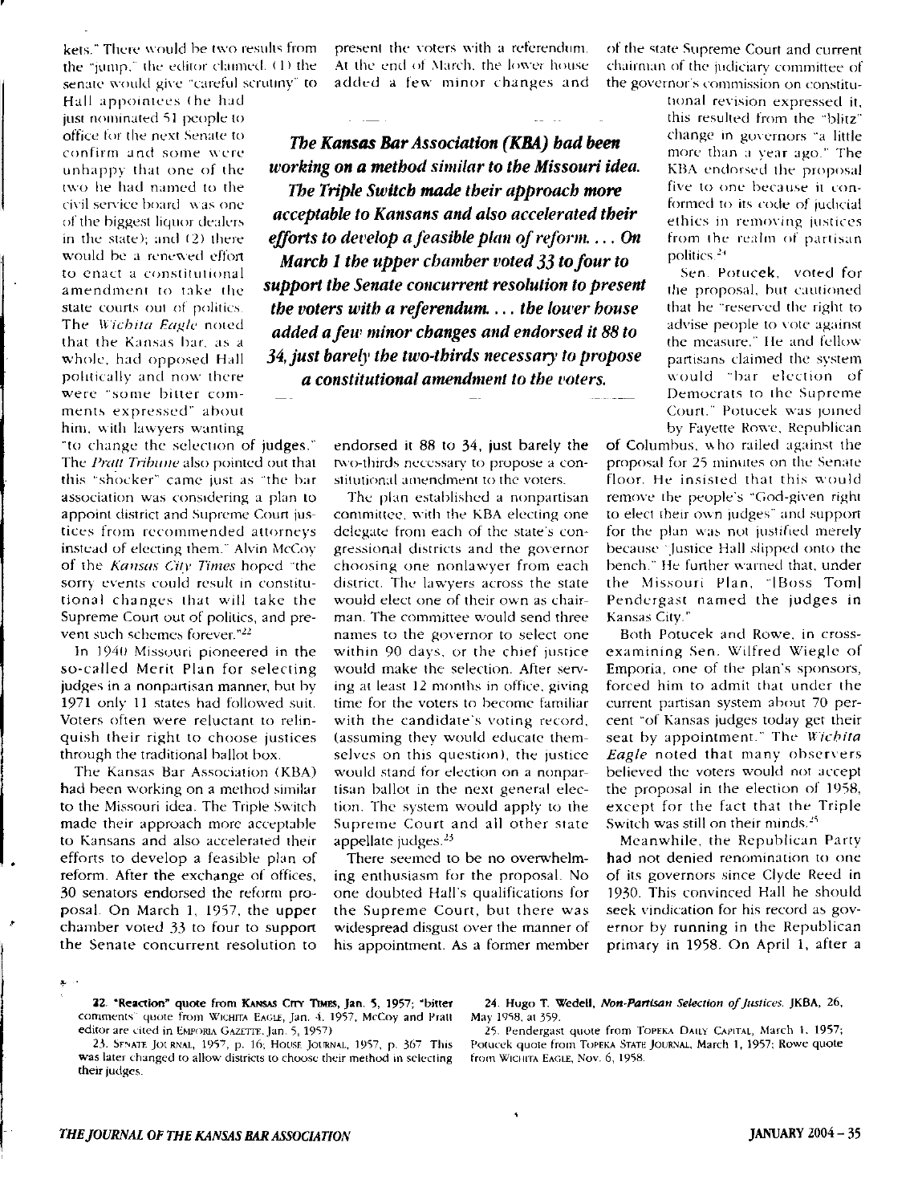kets." There would be two results from the "jump," the editor claimed: (1) the senate would give "careful scrutiny" to Hall appointees (he had just nominated 51 people to office for the next Senate to confirm and some were unhappy that one of the two he had named to the civil service board was one of the biggest liquor dealers in the state); and (2) there would be a renewed effort to enact a constitutional amendment to take the state courts out of politics. The *Wichita Eagle* noted that the Kansas bar, as a whole, had opposed Hall politically and now there were "some bitter comments expressed" about him, with lawyers wanting "to change the selection of judges." The *Pratt Tribune* also pointed out that this "shocker" came just as "the bar association was considering a plan to appoint district and Supreme Court justices from recommended attorneys instead of electing them." Alvin McCoy of the *Kansas City Times* hoped "the sorry events could result in constitutional changes that will take the Supreme Court out of politics, and prevent such schemes forever."[22]

In 1940 Missouri pioneered in the so-called Merit Plan for selecting judges in a nonpartisan manner, but by 1971 only 11 states had followed suit. Voters often were reluctant to relinquish their right to choose justices through the traditional ballot box.

The Kansas Bar Association (KBA) had been working on a method similar to the Missouri idea. The Triple Switch made their approach more acceptable to Kansans and also accelerated their efforts to develop a feasible plan of reform. After the exchange of offices, 30 senators endorsed the reform proposal. On March 1, 1957, the upper chamber voted 33 to four to support the Senate concurrent resolution to present the voters with a referendum. At the end of March, the lower house added a few minor changes and endorsed it 88 to 34, just barely the two-thirds necessary to propose a constitutional amendment to the voters.

> ***The Kansas Bar Association (KBA) had been working on a method similar to the Missouri idea. The Triple Switch made their approach more acceptable to Kansans and also accelerated their efforts to develop a feasible plan of reform. . . . On March 1 the upper chamber voted 33 to four to support the Senate concurrent resolution to present the voters with a referendum. . . . the lower house added a few minor changes and endorsed it 88 to 34, just barely the two-thirds necessary to propose a constitutional amendment to the voters.***

The plan established a nonpartisan committee, with the KBA electing one delegate from each of the state's congressional districts and the governor choosing one nonlawyer from each district. The lawyers across the state would elect one of their own as chairman. The committee would send three names to the governor to select one within 90 days, or the chief justice would make the selection. After serving at least 12 months in office, giving time for the voters to become familiar with the candidate's voting record, (assuming they would educate themselves on this question), the justice would stand for election on a nonpartisan ballot in the next general election. The system would apply to the Supreme Court and all other state appellate judges.[23]

There seemed to be no overwhelming enthusiasm for the proposal. No one doubted Hall's qualifications for the Supreme Court, but there was widespread disgust over the manner of his appointment. As a former member of the state Supreme Court and current chairman of the judiciary committee of the governor's commission on constitutional revision expressed it, this resulted from the "blitz" change in governors "a little more than a year ago." The KBA endorsed the proposal five to one because it conformed to its code of judicial ethics in removing justices from the realm of partisan politics.[24]

Sen. Potucek, voted for the proposal, but cautioned that he "reserved the right to advise people to vote against the measure." He and fellow partisans claimed the system would "bar election of Democrats to the Supreme Court." Potucek was joined by Fayette Rowe, Republican of Columbus, who railed against the proposal for 25 minutes on the Senate floor. He insisted that this would remove the people's "God-given right to elect their own judges" and support for the plan was not justified merely because "Justice Hall slipped onto the bench." He further warned that, under the Missouri Plan, "[Boss Tom] Pendergast named the judges in Kansas City."

Both Potucek and Rowe, in cross-examining Sen. Wilfred Wiegle of Emporia, one of the plan's sponsors, forced him to admit that under the current partisan system about 70 percent "of Kansas judges today get their seat by appointment." The *Wichita Eagle* noted that many observers believed the voters would not accept the proposal in the election of 1958, except for the fact that the Triple Switch was still on their minds.[25]

Meanwhile, the Republican Party had not denied renomination to one of its governors since Clyde Reed in 1930. This convinced Hall he should seek vindication for his record as governor by running in the Republican primary in 1958. On April 1, after a

22. "Reaction" quote from KANSAS CITY TIMES, Jan. 5, 1957; "bitter comments" quote from WICHITA EAGLE, Jan. 4, 1957, McCoy and Pratt editor are cited in EMPORIA GAZETTE, Jan. 5, 1957)

23. SENATE JOURNAL, 1957, p. 16; HOUSE JOURNAL, 1957, p. 367. This was later changed to allow districts to choose their method in selecting their judges.

24. Hugo T. Wedell, *Non-Partisan Selection of Justices*, JKBA, 26, May 1958, at 359.

25. Pendergast quote from TOPEKA DAILY CAPITAL, March 1, 1957; Potucek quote from TOPEKA STATE JOURNAL, March 1, 1957; Rowe quote from WICHITA EAGLE, Nov. 6, 1958.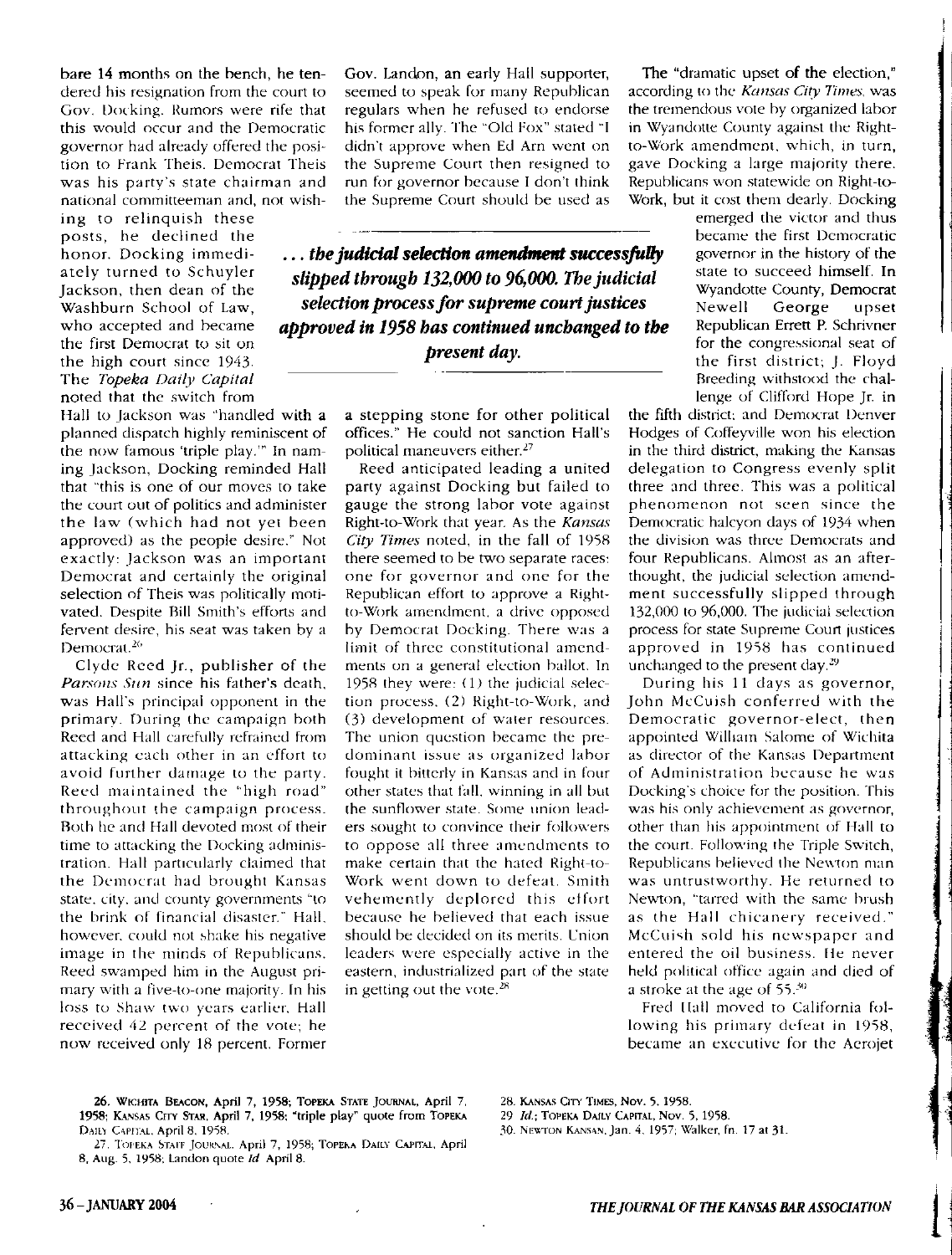bare 14 months on the bench, he tendered his resignation from the court to Gov. Docking. Rumors were rife that this would occur and the Democratic governor had already offered the position to Frank Theis. Democrat Theis was his party's state chairman and national committeeman and, not wishing to relinquish these posts, he declined the honor. Docking immediately turned to Schuyler Jackson, then dean of the Washburn School of Law, who accepted and became the first Democrat to sit on the high court since 1943. The *Topeka Daily Capital* noted that the switch from Hall to Jackson was "handled with a planned dispatch highly reminiscent of the now famous 'triple play.'" In naming Jackson, Docking reminded Hall that "this is one of our moves to take the court out of politics and administer the law (which had not yet been approved) as the people desire." Not exactly: Jackson was an important Democrat and certainly the original selection of Theis was politically motivated. Despite Bill Smith's efforts and fervent desire, his seat was taken by a Democrat.[26]

Clyde Reed Jr., publisher of the *Parsons Sun* since his father's death, was Hall's principal opponent in the primary. During the campaign both Reed and Hall carefully refrained from attacking each other in an effort to avoid further damage to the party. Reed maintained the "high road" throughout the campaign process. Both he and Hall devoted most of their time to attacking the Docking administration. Hall particularly claimed that the Democrat had brought Kansas state, city, and county governments "to the brink of financial disaster." Hall, however, could not shake his negative image in the minds of Republicans. Reed swamped him in the August primary with a five-to-one majority. In his loss to Shaw two years earlier, Hall received 42 percent of the vote; he now received only 18 percent. Former Gov. Landon, an early Hall supporter, seemed to speak for many Republican regulars when he refused to endorse his former ally. The "Old Fox" stated "I didn't approve when Ed Arn went on the Supreme Court then resigned to run for governor because I don't think the Supreme Court should be used as a stepping stone for other political offices." He could not sanction Hall's political maneuvers either.[27]

> ***... the judicial selection amendment successfully slipped through 132,000 to 96,000. The judicial selection process for supreme court justices approved in 1958 has continued unchanged to the present day.***

Reed anticipated leading a united party against Docking but failed to gauge the strong labor vote against Right-to-Work that year. As the *Kansas City Times* noted, in the fall of 1958 there seemed to be two separate races: one for governor and one for the Republican effort to approve a Right-to-Work amendment, a drive opposed by Democrat Docking. There was a limit of three constitutional amendments on a general election ballot. In 1958 they were: (1) the judicial selection process, (2) Right-to-Work, and (3) development of water resources. The union question became the predominant issue as organized labor fought it bitterly in Kansas and in four other states that fall, winning in all but the sunflower state. Some union leaders sought to convince their followers to oppose all three amendments to make certain that the hated Right-to-Work went down to defeat. Smith vehemently deplored this effort because he believed that each issue should be decided on its merits. Union leaders were especially active in the eastern, industrialized part of the state in getting out the vote.[28]

The "dramatic upset of the election," according to the *Kansas City Times*, was the tremendous vote by organized labor in Wyandotte County against the Right-to-Work amendment, which, in turn, gave Docking a large majority there. Republicans won statewide on Right-to-Work, but it cost them dearly. Docking emerged the victor and thus became the first Democratic governor in the history of the state to succeed himself. In Wyandotte County, Democrat Newell George upset Republican Errett P. Schrivner for the congressional seat of the first district; J. Floyd Breeding withstood the challenge of Clifford Hope Jr. in the fifth district; and Democrat Denver Hodges of Coffeyville won his election in the third district, making the Kansas delegation to Congress evenly split three and three. This was a political phenomenon not seen since the Democratic halcyon days of 1934 when the division was three Democrats and four Republicans. Almost as an afterthought, the judicial selection amendment successfully slipped through 132,000 to 96,000. The judicial selection process for state Supreme Court justices approved in 1958 has continued unchanged to the present day.[29]

During his 11 days as governor, John McCuish conferred with the Democratic governor-elect, then appointed William Salome of Wichita as director of the Kansas Department of Administration because he was Docking's choice for the position. This was his only achievement as governor, other than his appointment of Hall to the court. Following the Triple Switch, Republicans believed the Newton man was untrustworthy. He returned to Newton, "tarred with the same brush as the Hall chicanery received." McCuish sold his newspaper and entered the oil business. He never held political office again and died of a stroke at the age of 55.[30]

Fred Hall moved to California following his primary defeat in 1958, became an executive for the Aerojet

---

26. Wichita Beacon, April 7, 1958; Topeka State Journal, April 7, 1958; Kansas City Star, April 7, 1958; "triple play" quote from Topeka Daily Capital, April 8, 1958.

27. Topeka State Journal, April 7, 1958; Topeka Daily Capital, April 8, Aug. 5, 1958; Landon quote *Id* April 8.

28. Kansas City Times, Nov. 5, 1958.

29. *Id.*; Topeka Daily Capital, Nov. 5, 1958.

30. Newton Kansan, Jan. 4, 1957; Walker, fn. 17 at 31.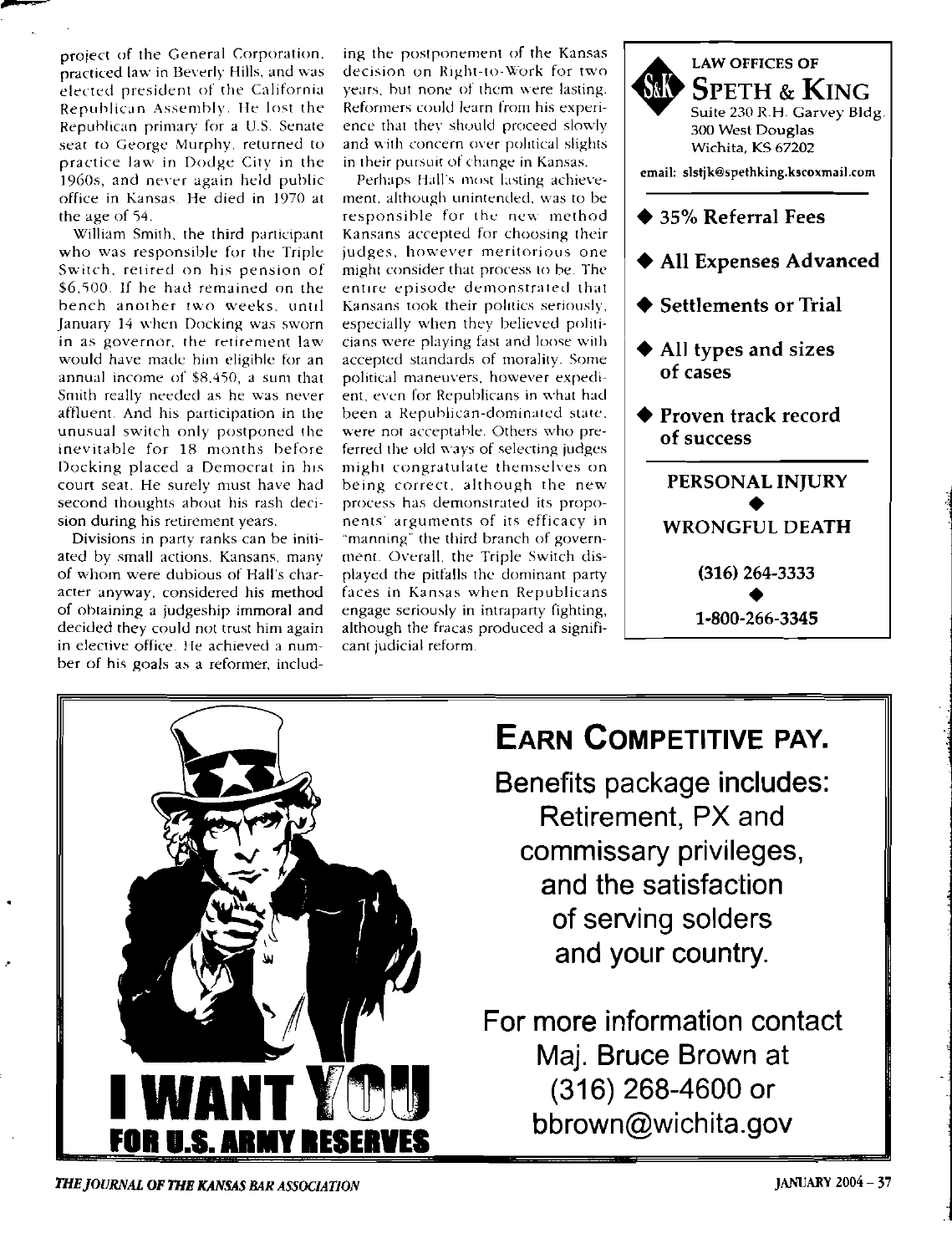project of the General Corporation, practiced law in Beverly Hills, and was elected president of the California Republican Assembly. He lost the Republican primary for a U.S. Senate seat to George Murphy, returned to practice law in Dodge City in the 1960s, and never again held public office in Kansas. He died in 1970 at the age of 54.

William Smith, the third participant who was responsible for the Triple Switch, retired on his pension of $6,500. If he had remained on the bench another two weeks, until January 14 when Docking was sworn in as governor, the retirement law would have made him eligible for an annual income of $8,450, a sum that Smith really needed as he was never affluent. And his participation in the unusual switch only postponed the inevitable for 18 months before Docking placed a Democrat in his court seat. He surely must have had second thoughts about his rash decision during his retirement years.

Divisions in party ranks can be initiated by small actions. Kansans, many of whom were dubious of Hall's character anyway, considered his method of obtaining a judgeship immoral and decided they could not trust him again in elective office. He achieved a number of his goals as a reformer, including the postponement of the Kansas decision on Right-to-Work for two years, but none of them were lasting. Reformers could learn from his experience that they should proceed slowly and with concern over political slights in their pursuit of change in Kansas.

Perhaps Hall's most lasting achievement, although unintended, was to be responsible for the new method Kansans accepted for choosing their judges, however meritorious one might consider that process to be. The entire episode demonstrated that Kansans took their politics seriously, especially when they believed politicians were playing fast and loose with accepted standards of morality. Some political maneuvers, however expedient, even for Republicans in what had been a Republican-dominated state, were not acceptable. Others who preferred the old ways of selecting judges might congratulate themselves on being correct, although the new process has demonstrated its proponents' arguments of its efficacy in "manning" the third branch of government. Overall, the Triple Switch displayed the pitfalls the dominant party faces in Kansas when Republicans engage seriously in intraparty fighting, although the fracas produced a significant judicial reform.

LAW OFFICES OF
**SPETH & KING**
Suite 230 R.H. Garvey Bldg.
300 West Douglas
Wichita, KS 67202

email: slstjk@spethking.kscoxmail.com

- **35% Referral Fees**
- **All Expenses Advanced**
- **Settlements or Trial**
- **All types and sizes of cases**
- **Proven track record of success**

**PERSONAL INJURY**

**WRONGFUL DEATH**

**(316) 264-3333**

**1-800-266-3345**

**I WANT YOU FOR U.S. ARMY RESERVES**

## EARN COMPETITIVE PAY.

Benefits package includes: Retirement, PX and commissary privileges, and the satisfaction of serving solders and your country.

For more information contact Maj. Bruce Brown at (316) 268-4600 or bbrown@wichita.gov